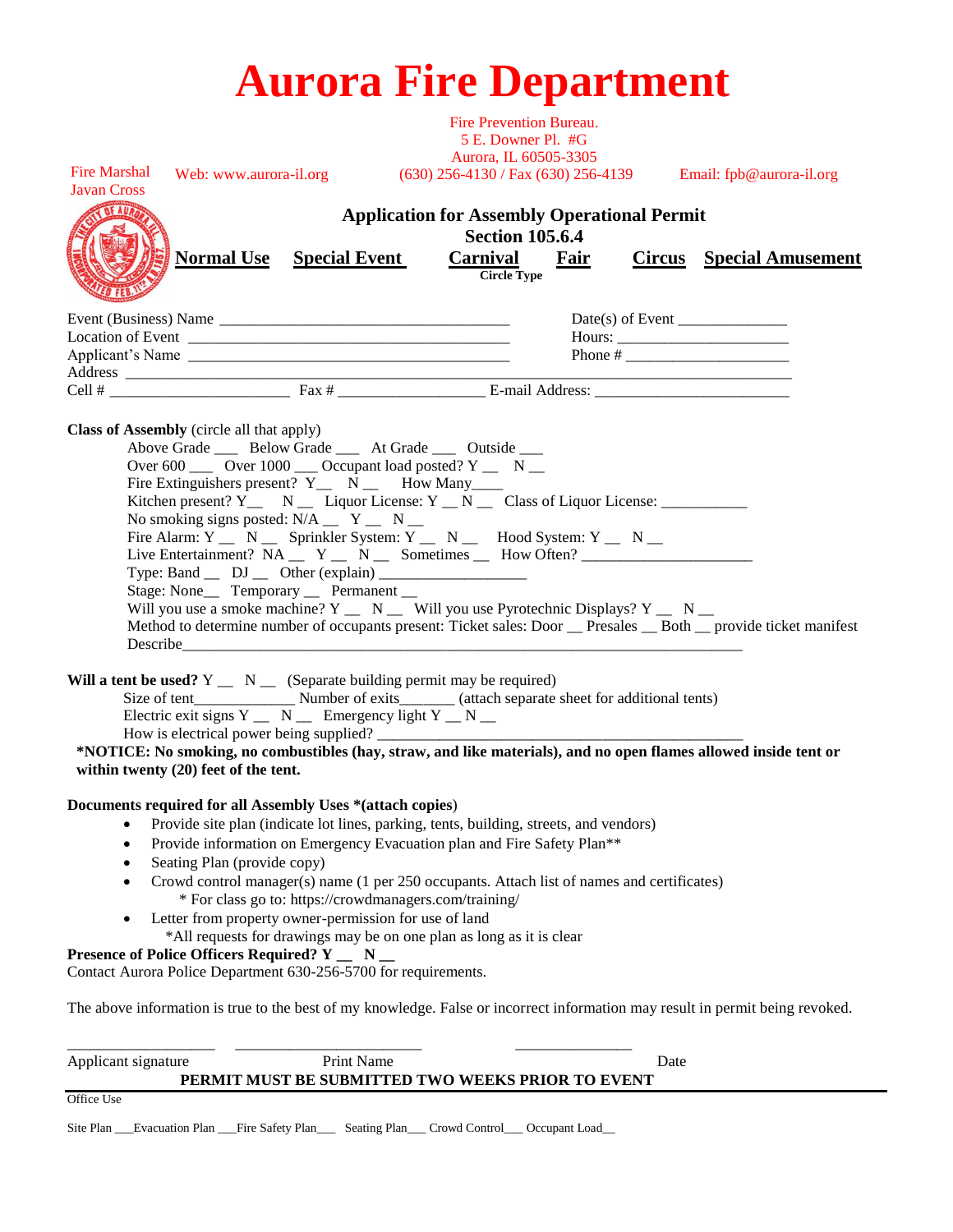# Aurora Fire Department

Fire Prevention Bureau.
5 E. Downer Pl. #G
Aurora, IL 60505-3305

Fire Marshal Javan Cross | Web: www.aurora-il.org | (630) 256-4130 / Fax (630) 256-4139 | Email: fpb@aurora-il.org

## Application for Assembly Operational Permit
### Section 105.6.4

**Normal Use** **Special Event** **Carnival** **Fair** **Circus** **Special Amusement**

**Circle Type**

Event (Business) Name ___________________________________ Date(s) of Event ______________
Location of Event ________________________________________ Hours: ______________________
Applicant's Name ________________________________________ Phone # _____________________
Address ________________________________________________________________________________
Cell # ______________________ Fax # __________________ E-mail Address: ________________________

**Class of Assembly** (circle all that apply)

Above Grade ___ Below Grade ___ At Grade ___ Outside ___
Over 600 ___ Over 1000 ___ Occupant load posted? Y __ N __
Fire Extinguishers present? Y__ N __ How Many____
Kitchen present? Y__ N __ Liquor License: Y __ N __ Class of Liquor License: ___________
No smoking signs posted: N/A __ Y __ N __
Fire Alarm: Y __ N __ Sprinkler System: Y __ N __ Hood System: Y __ N __
Live Entertainment? NA __ Y __ N __ Sometimes __ How Often? _____________________
Type: Band __ DJ __ Other (explain) __________________
Stage: None__ Temporary __ Permanent __
Will you use a smoke machine? Y __ N __ Will you use Pyrotechnic Displays? Y __ N __
Method to determine number of occupants present: Ticket sales: Door __ Presales __ Both __ provide ticket manifest
Describe_______________________________________________________________________

**Will a tent be used?** Y __ N __ (Separate building permit may be required)
Size of tent_____________ Number of exits_______ (attach separate sheet for additional tents)
Electric exit signs Y __ N __ Emergency light Y __ N __
How is electrical power being supplied? _______________________________________________

**\*NOTICE: No smoking, no combustibles (hay, straw, and like materials), and no open flames allowed inside tent or within twenty (20) feet of the tent.**

**Documents required for all Assembly Uses \*(attach copies**)

- Provide site plan (indicate lot lines, parking, tents, building, streets, and vendors)
- Provide information on Emergency Evacuation plan and Fire Safety Plan**
- Seating Plan (provide copy)
- Crowd control manager(s) name (1 per 250 occupants. Attach list of names and certificates)
  - \* For class go to: https://crowdmanagers.com/training/
- Letter from property owner-permission for use of land
  - \*All requests for drawings may be on one plan as long as it is clear

**Presence of Police Officers Required? Y __ N __**
Contact Aurora Police Department 630-256-5700 for requirements.

The above information is true to the best of my knowledge. False or incorrect information may result in permit being revoked.

___________________ ________________________ _______________
Applicant signature Print Name Date

**PERMIT MUST BE SUBMITTED TWO WEEKS PRIOR TO EVENT**

Office Use

Site Plan ___Evacuation Plan ___Fire Safety Plan___ Seating Plan___ Crowd Control___ Occupant Load__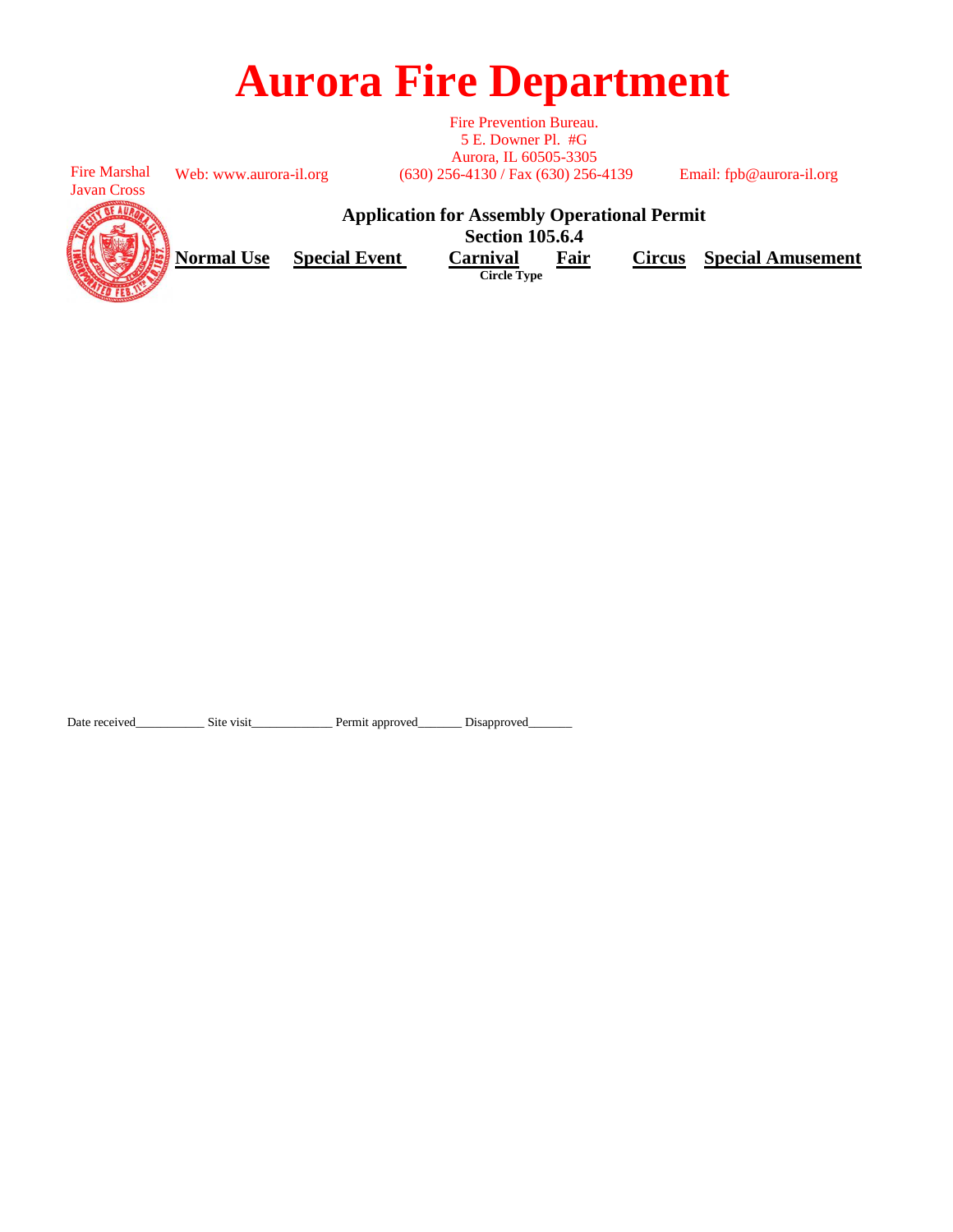# Aurora Fire Department

Fire Prevention Bureau.
5 E. Downer Pl. #G
Aurora, IL 60505-3305

Fire Marshal Javan Cross

Web: www.aurora-il.org

(630) 256-4130 / Fax (630) 256-4139

Email: fpb@aurora-il.org

**Application for Assembly Operational Permit**
**Section 105.6.4**

**Normal Use** **Special Event** **Carnival** **Fair** **Circus** **Special Amusement**

**Circle Type**

Date received___________ Site visit_____________ Permit approved_______ Disapproved_______